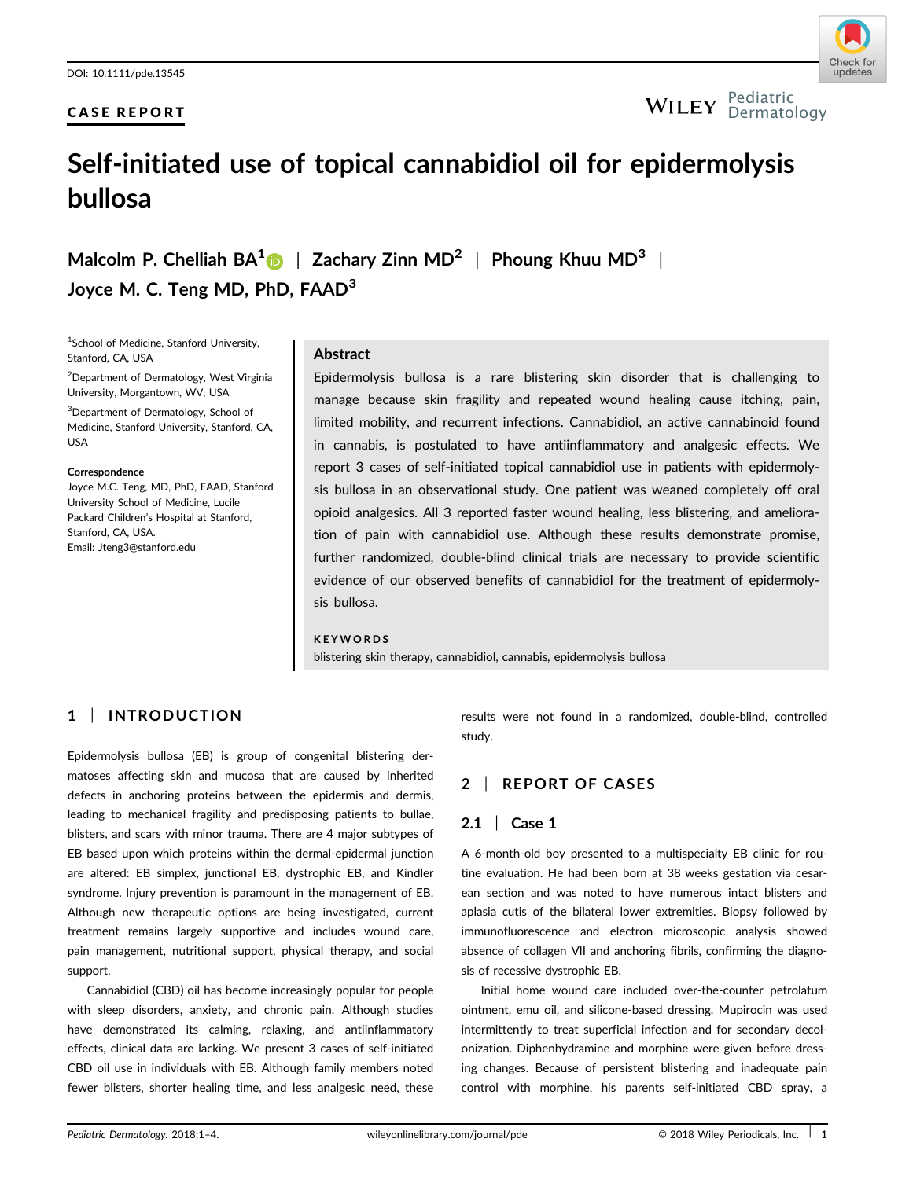CASE REPORT

# Self-initiated use of topical cannabidiol oil for epidermolysis bullosa

**Malcolm P. Chelliah BA**[1] | **Zachary Zinn MD**[2] | **Phoung Khuu MD**[3] | **Joyce M. C. Teng MD, PhD, FAAD**[3]

[1]School of Medicine, Stanford University, Stanford, CA, USA

[2]Department of Dermatology, West Virginia University, Morgantown, WV, USA

[3]Department of Dermatology, School of Medicine, Stanford University, Stanford, CA, USA

**Correspondence**
Joyce M.C. Teng, MD, PhD, FAAD, Stanford University School of Medicine, Lucile Packard Children's Hospital at Stanford, Stanford, CA, USA.
Email: Jteng3@stanford.edu

## Abstract

Epidermolysis bullosa is a rare blistering skin disorder that is challenging to manage because skin fragility and repeated wound healing cause itching, pain, limited mobility, and recurrent infections. Cannabidiol, an active cannabinoid found in cannabis, is postulated to have antiinflammatory and analgesic effects. We report 3 cases of self-initiated topical cannabidiol use in patients with epidermolysis bullosa in an observational study. One patient was weaned completely off oral opioid analgesics. All 3 reported faster wound healing, less blistering, and amelioration of pain with cannabidiol use. Although these results demonstrate promise, further randomized, double-blind clinical trials are necessary to provide scientific evidence of our observed benefits of cannabidiol for the treatment of epidermolysis bullosa.

**KEYWORDS**
blistering skin therapy, cannabidiol, cannabis, epidermolysis bullosa

## 1 | INTRODUCTION

Epidermolysis bullosa (EB) is group of congenital blistering dermatoses affecting skin and mucosa that are caused by inherited defects in anchoring proteins between the epidermis and dermis, leading to mechanical fragility and predisposing patients to bullae, blisters, and scars with minor trauma. There are 4 major subtypes of EB based upon which proteins within the dermal-epidermal junction are altered: EB simplex, junctional EB, dystrophic EB, and Kindler syndrome. Injury prevention is paramount in the management of EB. Although new therapeutic options are being investigated, current treatment remains largely supportive and includes wound care, pain management, nutritional support, physical therapy, and social support.

Cannabidiol (CBD) oil has become increasingly popular for people with sleep disorders, anxiety, and chronic pain. Although studies have demonstrated its calming, relaxing, and antiinflammatory effects, clinical data are lacking. We present 3 cases of self-initiated CBD oil use in individuals with EB. Although family members noted fewer blisters, shorter healing time, and less analgesic need, these results were not found in a randomized, double-blind, controlled study.

## 2 | REPORT OF CASES

### 2.1 | Case 1

A 6-month-old boy presented to a multispecialty EB clinic for routine evaluation. He had been born at 38 weeks gestation via cesarean section and was noted to have numerous intact blisters and aplasia cutis of the bilateral lower extremities. Biopsy followed by immunofluorescence and electron microscopic analysis showed absence of collagen VII and anchoring fibrils, confirming the diagnosis of recessive dystrophic EB.

Initial home wound care included over-the-counter petrolatum ointment, emu oil, and silicone-based dressing. Mupirocin was used intermittently to treat superficial infection and for secondary decolonization. Diphenhydramine and morphine were given before dressing changes. Because of persistent blistering and inadequate pain control with morphine, his parents self-initiated CBD spray, a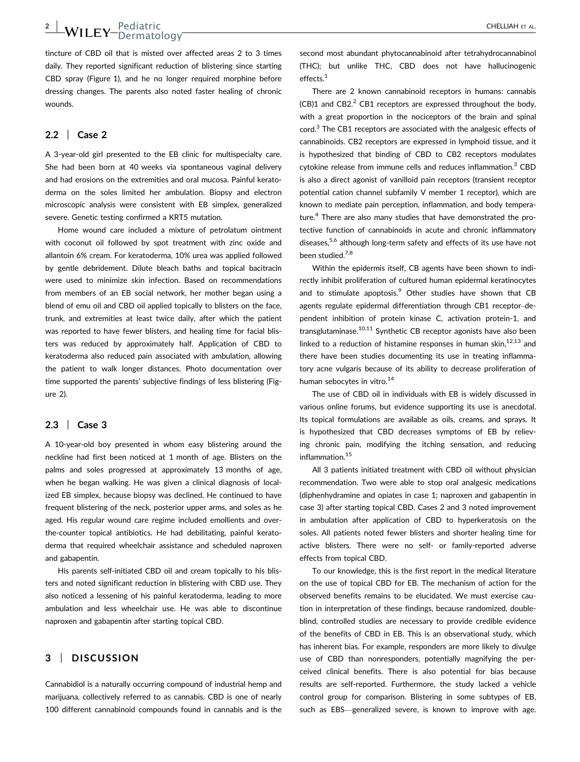tincture of CBD oil that is misted over affected areas 2 to 3 times daily. They reported significant reduction of blistering since starting CBD spray (Figure 1), and he no longer required morphine before dressing changes. The parents also noted faster healing of chronic wounds.

## 2.2 | Case 2

A 3-year-old girl presented to the EB clinic for multispecialty care. She had been born at 40 weeks via spontaneous vaginal delivery and had erosions on the extremities and oral mucosa. Painful keratoderma on the soles limited her ambulation. Biopsy and electron microscopic analysis were consistent with EB simplex, generalized severe. Genetic testing confirmed a KRT5 mutation.

Home wound care included a mixture of petrolatum ointment with coconut oil followed by spot treatment with zinc oxide and allantoin 6% cream. For keratoderma, 10% urea was applied followed by gentle debridement. Dilute bleach baths and topical bacitracin were used to minimize skin infection. Based on recommendations from members of an EB social network, her mother began using a blend of emu oil and CBD oil applied topically to blisters on the face, trunk, and extremities at least twice daily, after which the patient was reported to have fewer blisters, and healing time for facial blisters was reduced by approximately half. Application of CBD to keratoderma also reduced pain associated with ambulation, allowing the patient to walk longer distances. Photo documentation over time supported the parents' subjective findings of less blistering (Figure 2).

## 2.3 | Case 3

A 10-year-old boy presented in whom easy blistering around the neckline had first been noticed at 1 month of age. Blisters on the palms and soles progressed at approximately 13 months of age, when he began walking. He was given a clinical diagnosis of localized EB simplex, because biopsy was declined. He continued to have frequent blistering of the neck, posterior upper arms, and soles as he aged. His regular wound care regime included emollients and over-the-counter topical antibiotics. He had debilitating, painful keratoderma that required wheelchair assistance and scheduled naproxen and gabapentin.

His parents self-initiated CBD oil and cream topically to his blisters and noted significant reduction in blistering with CBD use. They also noticed a lessening of his painful keratoderma, leading to more ambulation and less wheelchair use. He was able to discontinue naproxen and gabapentin after starting topical CBD.

# 3 | DISCUSSION

Cannabidiol is a naturally occurring compound of industrial hemp and marijuana, collectively referred to as cannabis. CBD is one of nearly 100 different cannabinoid compounds found in cannabis and is the second most abundant phytocannabinoid after tetrahydrocannabinol (THC); but unlike THC, CBD does not have hallucinogenic effects.[1]

There are 2 known cannabinoid receptors in humans: cannabis (CB)1 and CB2.[2] CB1 receptors are expressed throughout the body, with a great proportion in the nociceptors of the brain and spinal cord.[3] The CB1 receptors are associated with the analgesic effects of cannabinoids. CB2 receptors are expressed in lymphoid tissue, and it is hypothesized that binding of CBD to CB2 receptors modulates cytokine release from immune cells and reduces inflammation.[3] CBD is also a direct agonist of vanilloid pain receptors (transient receptor potential cation channel subfamily V member 1 receptor), which are known to mediate pain perception, inflammation, and body temperature.[4] There are also many studies that have demonstrated the protective function of cannabinoids in acute and chronic inflammatory diseases,[5,6] although long-term safety and effects of its use have not been studied.[7,8]

Within the epidermis itself, CB agents have been shown to indirectly inhibit proliferation of cultured human epidermal keratinocytes and to stimulate apoptosis.[9] Other studies have shown that CB agents regulate epidermal differentiation through CB1 receptor–dependent inhibition of protein kinase C, activation protein-1, and transglutaminase.[10,11] Synthetic CB receptor agonists have also been linked to a reduction of histamine responses in human skin,[12,13] and there have been studies documenting its use in treating inflammatory acne vulgaris because of its ability to decrease proliferation of human sebocytes in vitro.[14]

The use of CBD oil in individuals with EB is widely discussed in various online forums, but evidence supporting its use is anecdotal. Its topical formulations are available as oils, creams, and sprays. It is hypothesized that CBD decreases symptoms of EB by relieving chronic pain, modifying the itching sensation, and reducing inflammation.[15]

All 3 patients initiated treatment with CBD oil without physician recommendation. Two were able to stop oral analgesic medications (diphenhydramine and opiates in case 1; naproxen and gabapentin in case 3) after starting topical CBD. Cases 2 and 3 noted improvement in ambulation after application of CBD to hyperkeratosis on the soles. All patients noted fewer blisters and shorter healing time for active blisters. There were no self- or family-reported adverse effects from topical CBD.

To our knowledge, this is the first report in the medical literature on the use of topical CBD for EB. The mechanism of action for the observed benefits remains to be elucidated. We must exercise caution in interpretation of these findings, because randomized, double-blind, controlled studies are necessary to provide credible evidence of the benefits of CBD in EB. This is an observational study, which has inherent bias. For example, responders are more likely to divulge use of CBD than nonresponders, potentially magnifying the perceived clinical benefits. There is also potential for bias because results are self-reported. Furthermore, the study lacked a vehicle control group for comparison. Blistering in some subtypes of EB, such as EBS—generalized severe, is known to improve with age.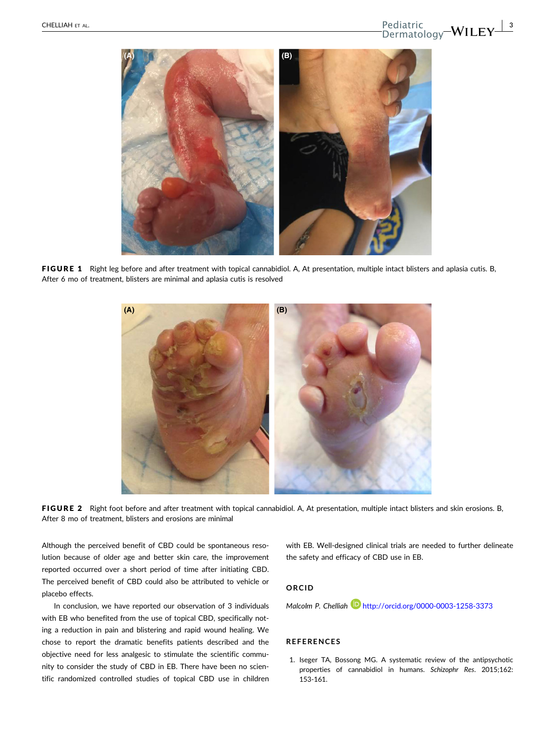FIGURE 1 Right leg before and after treatment with topical cannabidiol. A, At presentation, multiple intact blisters and aplasia cutis. B, After 6 mo of treatment, blisters are minimal and aplasia cutis is resolved

FIGURE 2 Right foot before and after treatment with topical cannabidiol. A, At presentation, multiple intact blisters and skin erosions. B, After 8 mo of treatment, blisters and erosions are minimal

Although the perceived benefit of CBD could be spontaneous resolution because of older age and better skin care, the improvement reported occurred over a short period of time after initiating CBD. The perceived benefit of CBD could also be attributed to vehicle or placebo effects.

In conclusion, we have reported our observation of 3 individuals with EB who benefited from the use of topical CBD, specifically noting a reduction in pain and blistering and rapid wound healing. We chose to report the dramatic benefits patients described and the objective need for less analgesic to stimulate the scientific community to consider the study of CBD in EB. There have been no scientific randomized controlled studies of topical CBD use in children with EB. Well-designed clinical trials are needed to further delineate the safety and efficacy of CBD use in EB.

## ORCID

*Malcolm P. Chelliah* http://orcid.org/0000-0003-1258-3373

## REFERENCES

1. Iseger TA, Bossong MG. A systematic review of the antipsychotic properties of cannabidiol in humans. *Schizophr Res*. 2015;162:153-161.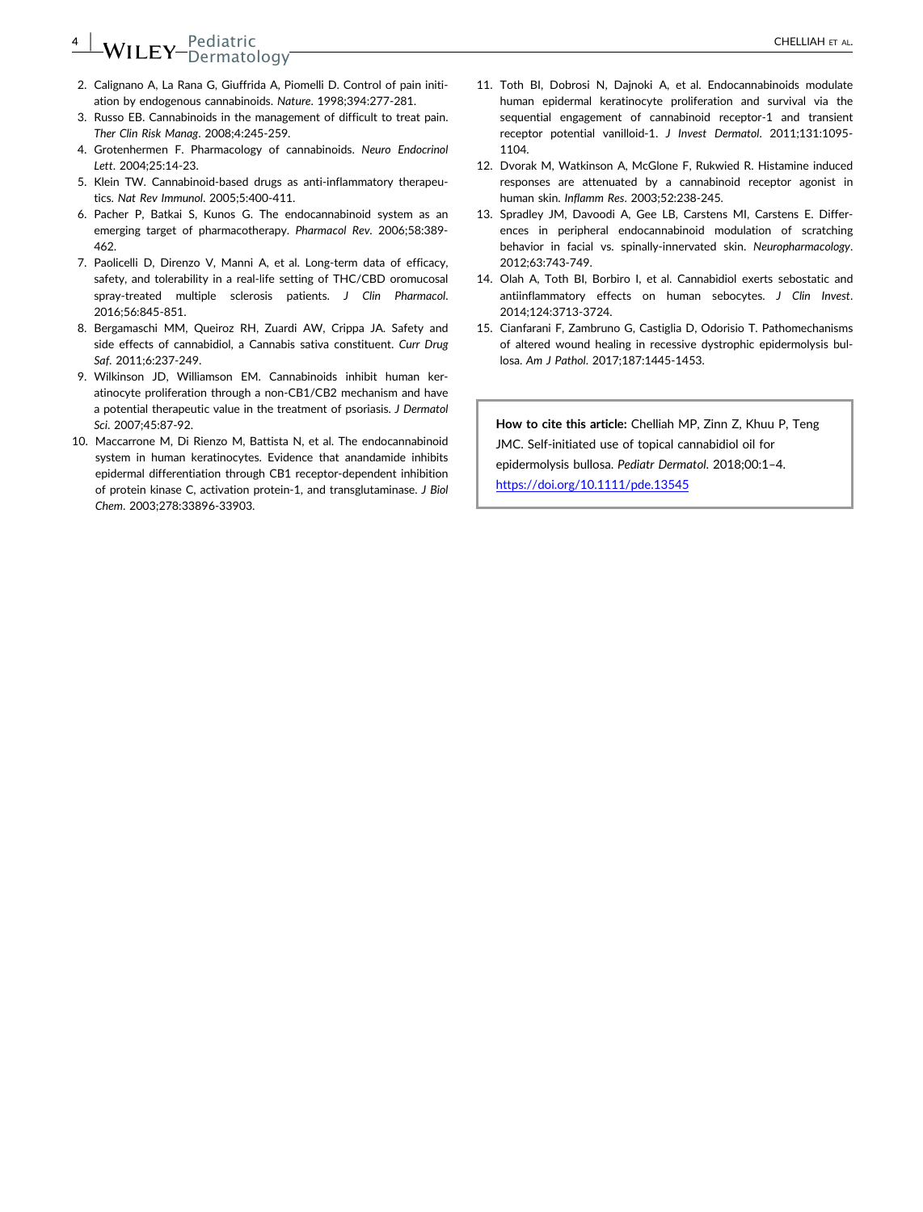2. Calignano A, La Rana G, Giuffrida A, Piomelli D. Control of pain initiation by endogenous cannabinoids. *Nature*. 1998;394:277-281.
3. Russo EB. Cannabinoids in the management of difficult to treat pain. *Ther Clin Risk Manag*. 2008;4:245-259.
4. Grotenhermen F. Pharmacology of cannabinoids. *Neuro Endocrinol Lett*. 2004;25:14-23.
5. Klein TW. Cannabinoid-based drugs as anti-inflammatory therapeutics. *Nat Rev Immunol*. 2005;5:400-411.
6. Pacher P, Batkai S, Kunos G. The endocannabinoid system as an emerging target of pharmacotherapy. *Pharmacol Rev*. 2006;58:389-462.
7. Paolicelli D, Direnzo V, Manni A, et al. Long-term data of efficacy, safety, and tolerability in a real-life setting of THC/CBD oromucosal spray-treated multiple sclerosis patients. *J Clin Pharmacol*. 2016;56:845-851.
8. Bergamaschi MM, Queiroz RH, Zuardi AW, Crippa JA. Safety and side effects of cannabidiol, a Cannabis sativa constituent. *Curr Drug Saf*. 2011;6:237-249.
9. Wilkinson JD, Williamson EM. Cannabinoids inhibit human keratinocyte proliferation through a non-CB1/CB2 mechanism and have a potential therapeutic value in the treatment of psoriasis. *J Dermatol Sci*. 2007;45:87-92.
10. Maccarrone M, Di Rienzo M, Battista N, et al. The endocannabinoid system in human keratinocytes. Evidence that anandamide inhibits epidermal differentiation through CB1 receptor-dependent inhibition of protein kinase C, activation protein-1, and transglutaminase. *J Biol Chem*. 2003;278:33896-33903.
11. Toth BI, Dobrosi N, Dajnoki A, et al. Endocannabinoids modulate human epidermal keratinocyte proliferation and survival via the sequential engagement of cannabinoid receptor-1 and transient receptor potential vanilloid-1. *J Invest Dermatol*. 2011;131:1095-1104.
12. Dvorak M, Watkinson A, McGlone F, Rukwied R. Histamine induced responses are attenuated by a cannabinoid receptor agonist in human skin. *Inflamm Res*. 2003;52:238-245.
13. Spradley JM, Davoodi A, Gee LB, Carstens MI, Carstens E. Differences in peripheral endocannabinoid modulation of scratching behavior in facial vs. spinally-innervated skin. *Neuropharmacology*. 2012;63:743-749.
14. Olah A, Toth BI, Borbiro I, et al. Cannabidiol exerts sebostatic and antiinflammatory effects on human sebocytes. *J Clin Invest*. 2014;124:3713-3724.
15. Cianfarani F, Zambruno G, Castiglia D, Odorisio T. Pathomechanisms of altered wound healing in recessive dystrophic epidermolysis bullosa. *Am J Pathol*. 2017;187:1445-1453.

**How to cite this article:** Chelliah MP, Zinn Z, Khuu P, Teng JMC. Self-initiated use of topical cannabidiol oil for epidermolysis bullosa. *Pediatr Dermatol*. 2018;00:1–4. https://doi.org/10.1111/pde.13545